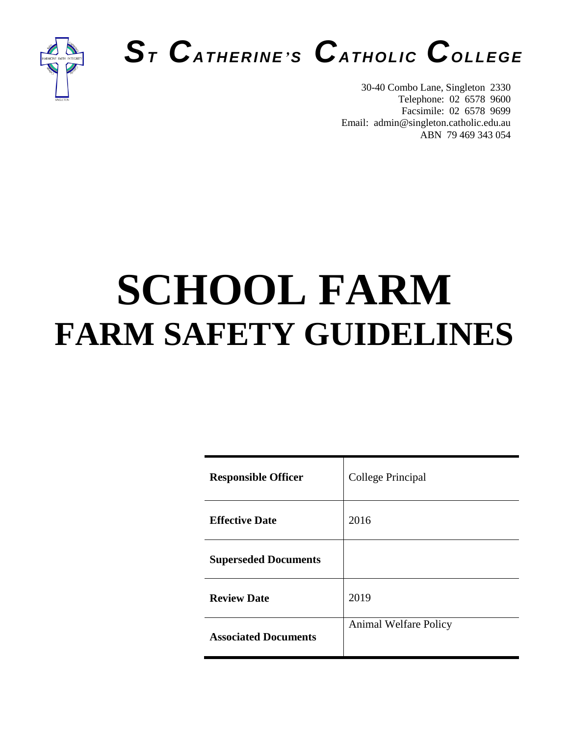# ST CATHERINE'S CATHOLIC COLLEGE

30-40 Combo Lane, Singleton 2330
Telephone: 02 6578 9600
Facsimile: 02 6578 9699
Email: admin@singleton.catholic.edu.au
ABN 79 469 343 054

# SCHOOL FARM
# FARM SAFETY GUIDELINES

| | |
|---|---|
| **Responsible Officer** | College Principal |
| **Effective Date** | 2016 |
| **Superseded Documents** | |
| **Review Date** | 2019 |
| **Associated Documents** | Animal Welfare Policy |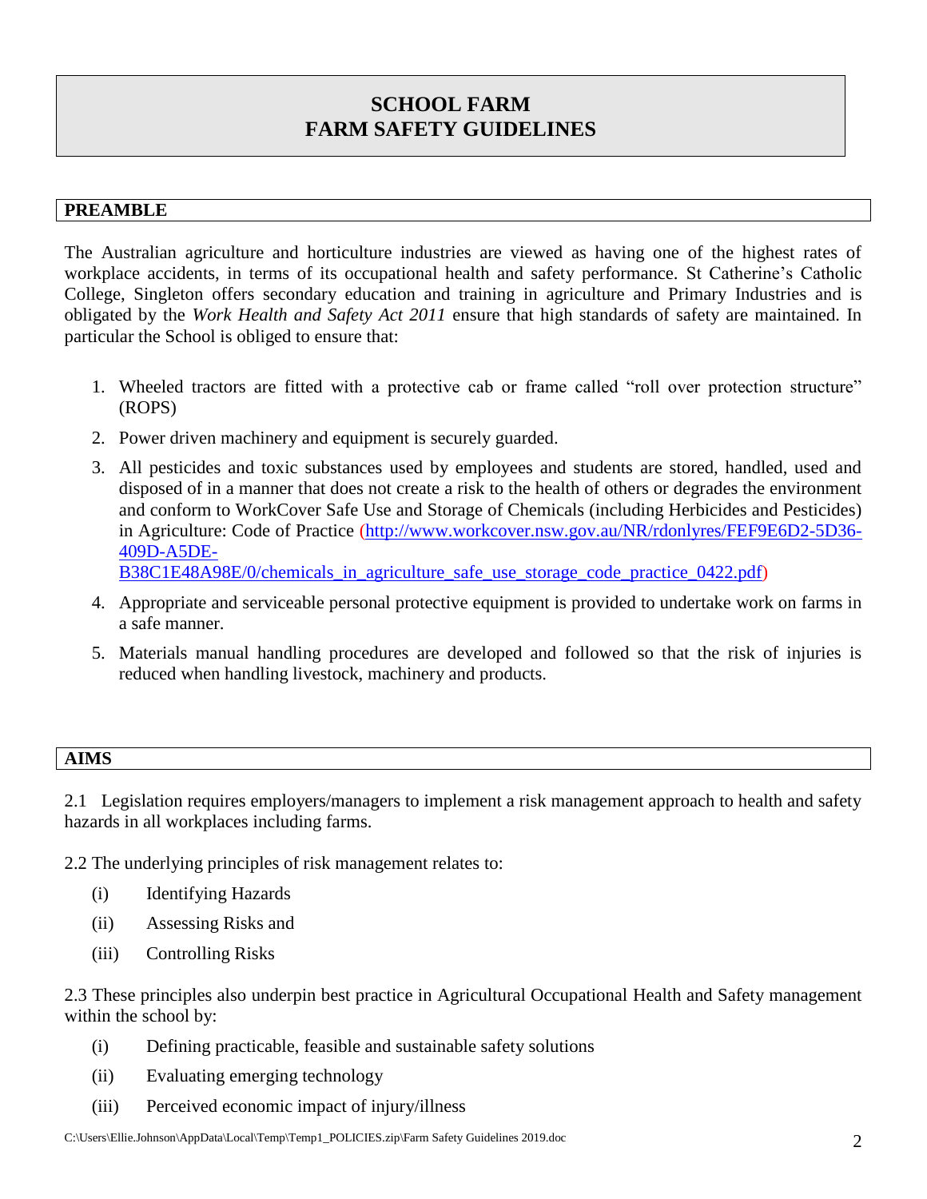# SCHOOL FARM
# FARM SAFETY GUIDELINES

## PREAMBLE

The Australian agriculture and horticulture industries are viewed as having one of the highest rates of workplace accidents, in terms of its occupational health and safety performance. St Catherine's Catholic College, Singleton offers secondary education and training in agriculture and Primary Industries and is obligated by the *Work Health and Safety Act 2011* ensure that high standards of safety are maintained. In particular the School is obliged to ensure that:

1. Wheeled tractors are fitted with a protective cab or frame called "roll over protection structure" (ROPS)
2. Power driven machinery and equipment is securely guarded.
3. All pesticides and toxic substances used by employees and students are stored, handled, used and disposed of in a manner that does not create a risk to the health of others or degrades the environment and conform to WorkCover Safe Use and Storage of Chemicals (including Herbicides and Pesticides) in Agriculture: Code of Practice (http://www.workcover.nsw.gov.au/NR/rdonlyres/FEF9E6D2-5D36-409D-A5DE-B38C1E48A98E/0/chemicals_in_agriculture_safe_use_storage_code_practice_0422.pdf)
4. Appropriate and serviceable personal protective equipment is provided to undertake work on farms in a safe manner.
5. Materials manual handling procedures are developed and followed so that the risk of injuries is reduced when handling livestock, machinery and products.

## AIMS

2.1 Legislation requires employers/managers to implement a risk management approach to health and safety hazards in all workplaces including farms.

2.2 The underlying principles of risk management relates to:

(i) Identifying Hazards

(ii) Assessing Risks and

(iii) Controlling Risks

2.3 These principles also underpin best practice in Agricultural Occupational Health and Safety management within the school by:

(i) Defining practicable, feasible and sustainable safety solutions

(ii) Evaluating emerging technology

(iii) Perceived economic impact of injury/illness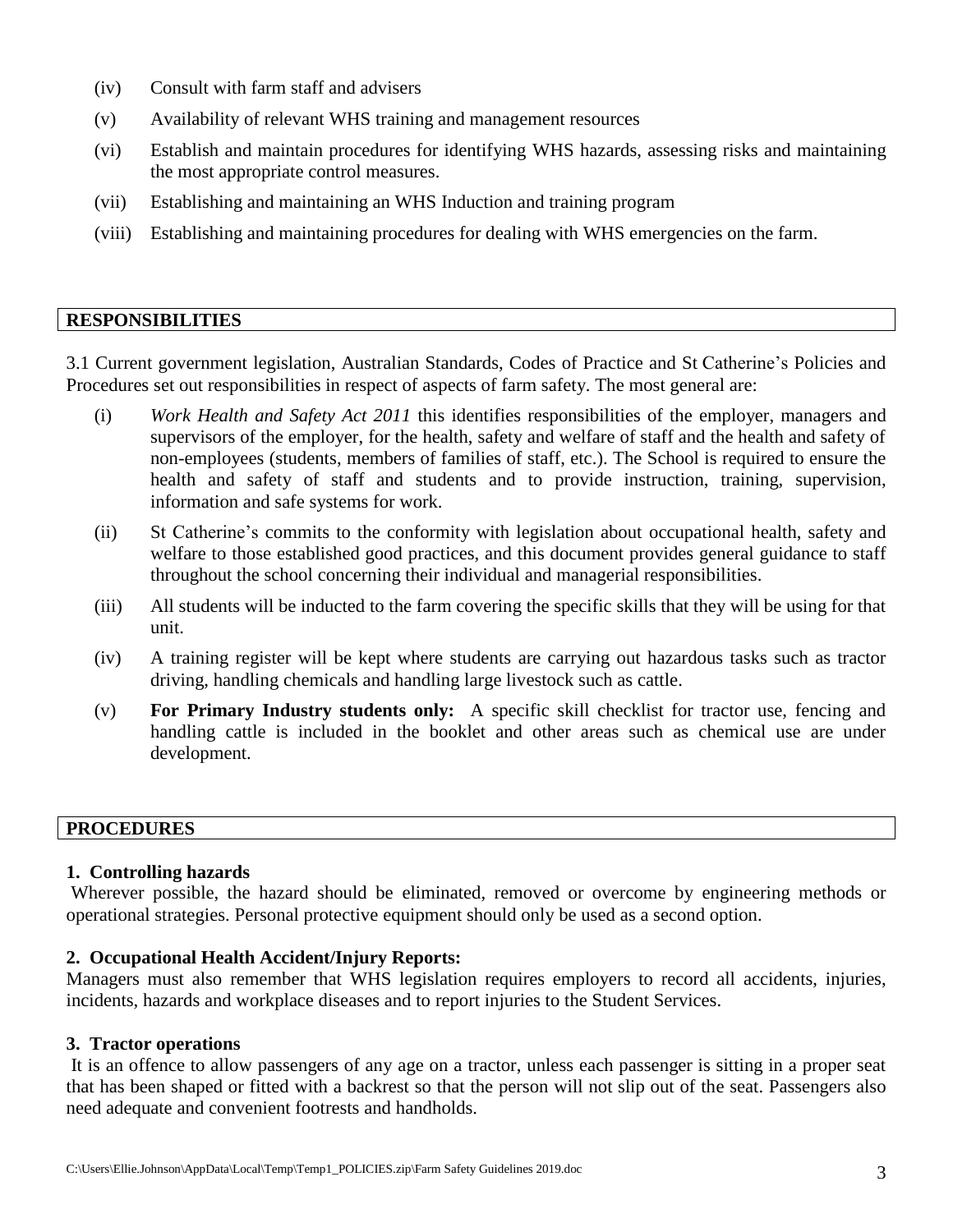(iv) Consult with farm staff and advisers

(v) Availability of relevant WHS training and management resources

(vi) Establish and maintain procedures for identifying WHS hazards, assessing risks and maintaining the most appropriate control measures.

(vii) Establishing and maintaining an WHS Induction and training program

(viii) Establishing and maintaining procedures for dealing with WHS emergencies on the farm.

## RESPONSIBILITIES

3.1 Current government legislation, Australian Standards, Codes of Practice and St Catherine's Policies and Procedures set out responsibilities in respect of aspects of farm safety. The most general are:

(i) *Work Health and Safety Act 2011* this identifies responsibilities of the employer, managers and supervisors of the employer, for the health, safety and welfare of staff and the health and safety of non-employees (students, members of families of staff, etc.). The School is required to ensure the health and safety of staff and students and to provide instruction, training, supervision, information and safe systems for work.

(ii) St Catherine's commits to the conformity with legislation about occupational health, safety and welfare to those established good practices, and this document provides general guidance to staff throughout the school concerning their individual and managerial responsibilities.

(iii) All students will be inducted to the farm covering the specific skills that they will be using for that unit.

(iv) A training register will be kept where students are carrying out hazardous tasks such as tractor driving, handling chemicals and handling large livestock such as cattle.

(v) **For Primary Industry students only:** A specific skill checklist for tractor use, fencing and handling cattle is included in the booklet and other areas such as chemical use are under development.

## PROCEDURES

### 1. Controlling hazards

Wherever possible, the hazard should be eliminated, removed or overcome by engineering methods or operational strategies. Personal protective equipment should only be used as a second option.

### 2. Occupational Health Accident/Injury Reports:

Managers must also remember that WHS legislation requires employers to record all accidents, injuries, incidents, hazards and workplace diseases and to report injuries to the Student Services.

### 3. Tractor operations

It is an offence to allow passengers of any age on a tractor, unless each passenger is sitting in a proper seat that has been shaped or fitted with a backrest so that the person will not slip out of the seat. Passengers also need adequate and convenient footrests and handholds.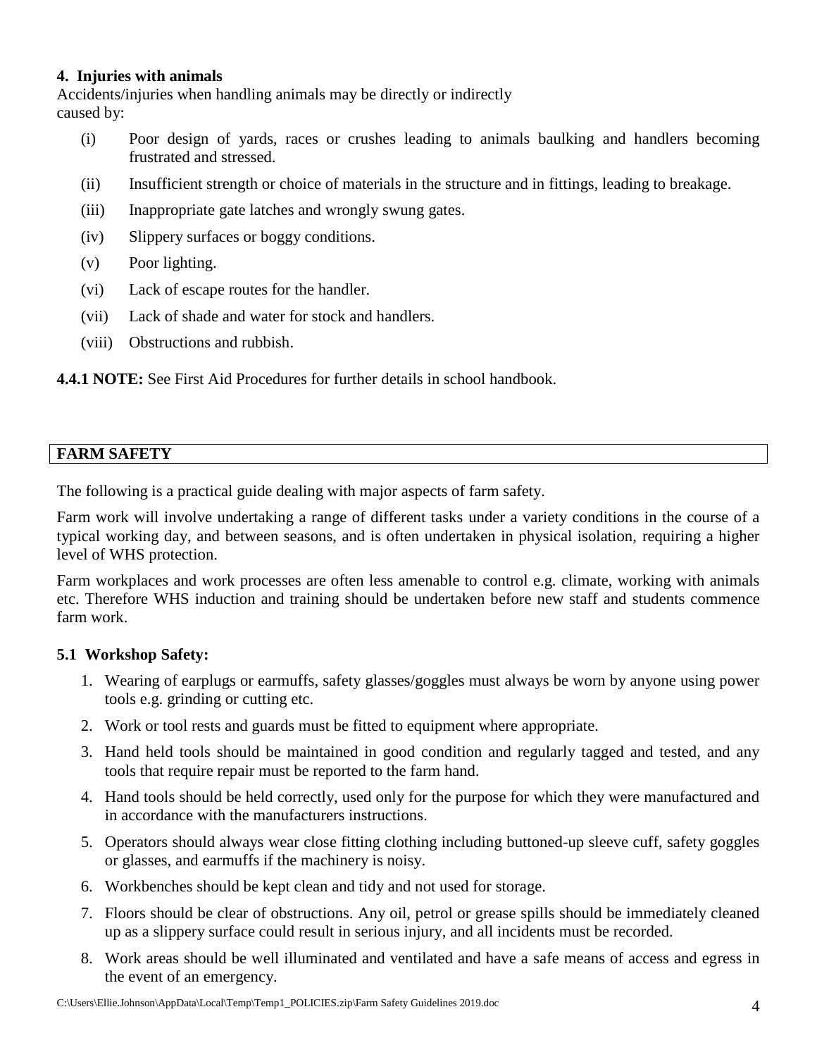### 4. Injuries with animals

Accidents/injuries when handling animals may be directly or indirectly caused by:

(i) Poor design of yards, races or crushes leading to animals baulking and handlers becoming frustrated and stressed.

(ii) Insufficient strength or choice of materials in the structure and in fittings, leading to breakage.

(iii) Inappropriate gate latches and wrongly swung gates.

(iv) Slippery surfaces or boggy conditions.

(v) Poor lighting.

(vi) Lack of escape routes for the handler.

(vii) Lack of shade and water for stock and handlers.

(viii) Obstructions and rubbish.

**4.4.1 NOTE:** See First Aid Procedures for further details in school handbook.

## FARM SAFETY

The following is a practical guide dealing with major aspects of farm safety.

Farm work will involve undertaking a range of different tasks under a variety conditions in the course of a typical working day, and between seasons, and is often undertaken in physical isolation, requiring a higher level of WHS protection.

Farm workplaces and work processes are often less amenable to control e.g. climate, working with animals etc. Therefore WHS induction and training should be undertaken before new staff and students commence farm work.

### 5.1 Workshop Safety:

1. Wearing of earplugs or earmuffs, safety glasses/goggles must always be worn by anyone using power tools e.g. grinding or cutting etc.
2. Work or tool rests and guards must be fitted to equipment where appropriate.
3. Hand held tools should be maintained in good condition and regularly tagged and tested, and any tools that require repair must be reported to the farm hand.
4. Hand tools should be held correctly, used only for the purpose for which they were manufactured and in accordance with the manufacturers instructions.
5. Operators should always wear close fitting clothing including buttoned-up sleeve cuff, safety goggles or glasses, and earmuffs if the machinery is noisy.
6. Workbenches should be kept clean and tidy and not used for storage.
7. Floors should be clear of obstructions. Any oil, petrol or grease spills should be immediately cleaned up as a slippery surface could result in serious injury, and all incidents must be recorded.
8. Work areas should be well illuminated and ventilated and have a safe means of access and egress in the event of an emergency.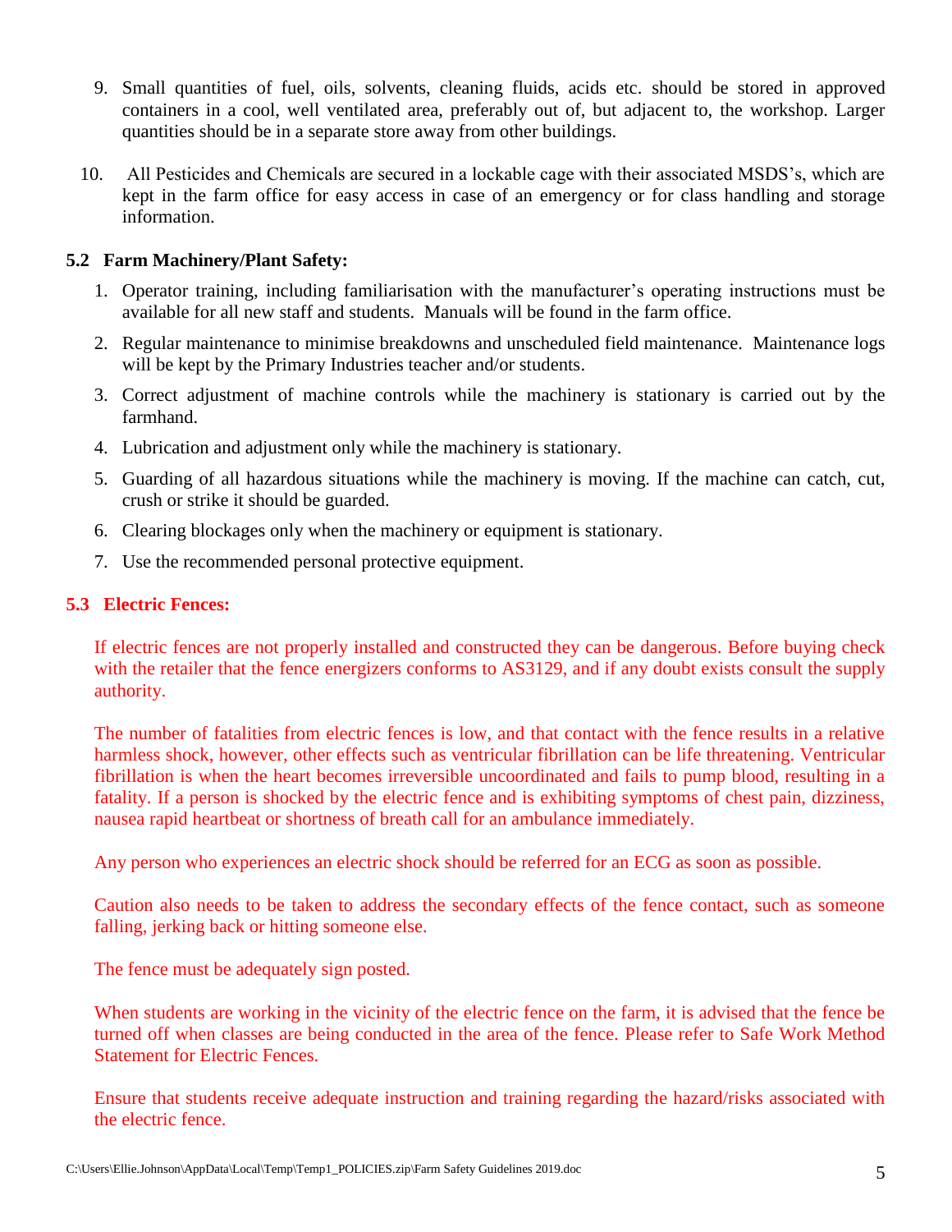9. Small quantities of fuel, oils, solvents, cleaning fluids, acids etc. should be stored in approved containers in a cool, well ventilated area, preferably out of, but adjacent to, the workshop. Larger quantities should be in a separate store away from other buildings.

10. All Pesticides and Chemicals are secured in a lockable cage with their associated MSDS's, which are kept in the farm office for easy access in case of an emergency or for class handling and storage information.

### 5.2 Farm Machinery/Plant Safety:

1. Operator training, including familiarisation with the manufacturer's operating instructions must be available for all new staff and students. Manuals will be found in the farm office.
2. Regular maintenance to minimise breakdowns and unscheduled field maintenance. Maintenance logs will be kept by the Primary Industries teacher and/or students.
3. Correct adjustment of machine controls while the machinery is stationary is carried out by the farmhand.
4. Lubrication and adjustment only while the machinery is stationary.
5. Guarding of all hazardous situations while the machinery is moving. If the machine can catch, cut, crush or strike it should be guarded.
6. Clearing blockages only when the machinery or equipment is stationary.
7. Use the recommended personal protective equipment.

### 5.3 Electric Fences:

If electric fences are not properly installed and constructed they can be dangerous. Before buying check with the retailer that the fence energizers conforms to AS3129, and if any doubt exists consult the supply authority.

The number of fatalities from electric fences is low, and that contact with the fence results in a relative harmless shock, however, other effects such as ventricular fibrillation can be life threatening. Ventricular fibrillation is when the heart becomes irreversible uncoordinated and fails to pump blood, resulting in a fatality. If a person is shocked by the electric fence and is exhibiting symptoms of chest pain, dizziness, nausea rapid heartbeat or shortness of breath call for an ambulance immediately.

Any person who experiences an electric shock should be referred for an ECG as soon as possible.

Caution also needs to be taken to address the secondary effects of the fence contact, such as someone falling, jerking back or hitting someone else.

The fence must be adequately sign posted.

When students are working in the vicinity of the electric fence on the farm, it is advised that the fence be turned off when classes are being conducted in the area of the fence. Please refer to Safe Work Method Statement for Electric Fences.

Ensure that students receive adequate instruction and training regarding the hazard/risks associated with the electric fence.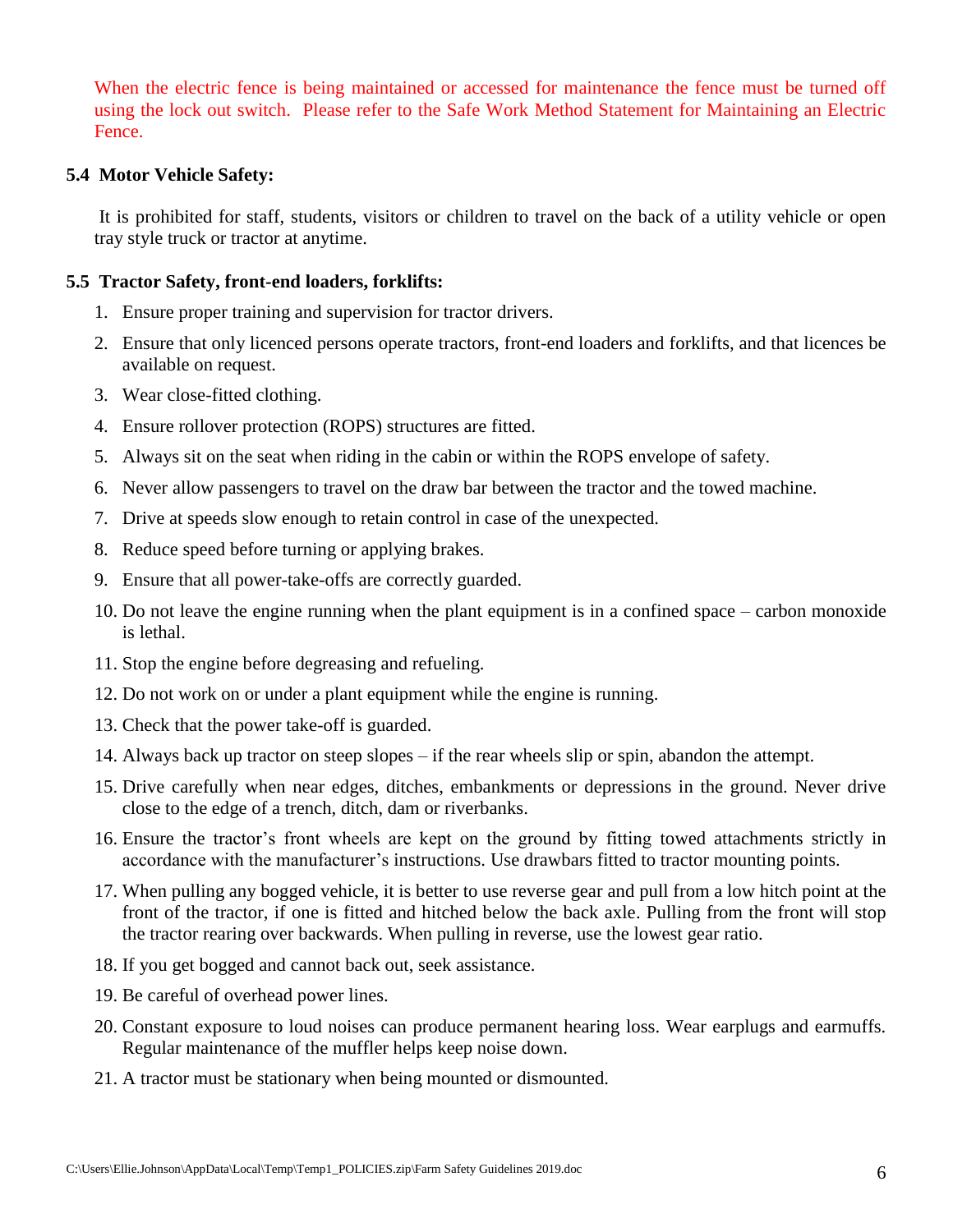When the electric fence is being maintained or accessed for maintenance the fence must be turned off using the lock out switch. Please refer to the Safe Work Method Statement for Maintaining an Electric Fence.

### 5.4 Motor Vehicle Safety:

It is prohibited for staff, students, visitors or children to travel on the back of a utility vehicle or open tray style truck or tractor at anytime.

### 5.5 Tractor Safety, front-end loaders, forklifts:

1. Ensure proper training and supervision for tractor drivers.
2. Ensure that only licenced persons operate tractors, front-end loaders and forklifts, and that licences be available on request.
3. Wear close-fitted clothing.
4. Ensure rollover protection (ROPS) structures are fitted.
5. Always sit on the seat when riding in the cabin or within the ROPS envelope of safety.
6. Never allow passengers to travel on the draw bar between the tractor and the towed machine.
7. Drive at speeds slow enough to retain control in case of the unexpected.
8. Reduce speed before turning or applying brakes.
9. Ensure that all power-take-offs are correctly guarded.
10. Do not leave the engine running when the plant equipment is in a confined space – carbon monoxide is lethal.
11. Stop the engine before degreasing and refueling.
12. Do not work on or under a plant equipment while the engine is running.
13. Check that the power take-off is guarded.
14. Always back up tractor on steep slopes – if the rear wheels slip or spin, abandon the attempt.
15. Drive carefully when near edges, ditches, embankments or depressions in the ground. Never drive close to the edge of a trench, ditch, dam or riverbanks.
16. Ensure the tractor's front wheels are kept on the ground by fitting towed attachments strictly in accordance with the manufacturer's instructions. Use drawbars fitted to tractor mounting points.
17. When pulling any bogged vehicle, it is better to use reverse gear and pull from a low hitch point at the front of the tractor, if one is fitted and hitched below the back axle. Pulling from the front will stop the tractor rearing over backwards. When pulling in reverse, use the lowest gear ratio.
18. If you get bogged and cannot back out, seek assistance.
19. Be careful of overhead power lines.
20. Constant exposure to loud noises can produce permanent hearing loss. Wear earplugs and earmuffs. Regular maintenance of the muffler helps keep noise down.
21. A tractor must be stationary when being mounted or dismounted.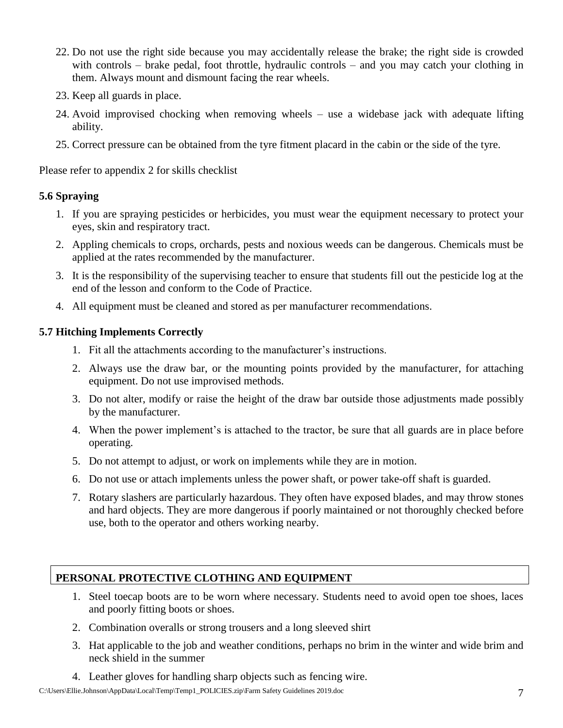22. Do not use the right side because you may accidentally release the brake; the right side is crowded with controls – brake pedal, foot throttle, hydraulic controls – and you may catch your clothing in them. Always mount and dismount facing the rear wheels.
23. Keep all guards in place.
24. Avoid improvised chocking when removing wheels – use a widebase jack with adequate lifting ability.
25. Correct pressure can be obtained from the tyre fitment placard in the cabin or the side of the tyre.

Please refer to appendix 2 for skills checklist

### 5.6 Spraying

1. If you are spraying pesticides or herbicides, you must wear the equipment necessary to protect your eyes, skin and respiratory tract.
2. Appling chemicals to crops, orchards, pests and noxious weeds can be dangerous. Chemicals must be applied at the rates recommended by the manufacturer.
3. It is the responsibility of the supervising teacher to ensure that students fill out the pesticide log at the end of the lesson and conform to the Code of Practice.
4. All equipment must be cleaned and stored as per manufacturer recommendations.

### 5.7 Hitching Implements Correctly

1. Fit all the attachments according to the manufacturer's instructions.
2. Always use the draw bar, or the mounting points provided by the manufacturer, for attaching equipment. Do not use improvised methods.
3. Do not alter, modify or raise the height of the draw bar outside those adjustments made possibly by the manufacturer.
4. When the power implement's is attached to the tractor, be sure that all guards are in place before operating.
5. Do not attempt to adjust, or work on implements while they are in motion.
6. Do not use or attach implements unless the power shaft, or power take-off shaft is guarded.
7. Rotary slashers are particularly hazardous. They often have exposed blades, and may throw stones and hard objects. They are more dangerous if poorly maintained or not thoroughly checked before use, both to the operator and others working nearby.

## PERSONAL PROTECTIVE CLOTHING AND EQUIPMENT

1. Steel toecap boots are to be worn where necessary. Students need to avoid open toe shoes, laces and poorly fitting boots or shoes.
2. Combination overalls or strong trousers and a long sleeved shirt
3. Hat applicable to the job and weather conditions, perhaps no brim in the winter and wide brim and neck shield in the summer
4. Leather gloves for handling sharp objects such as fencing wire.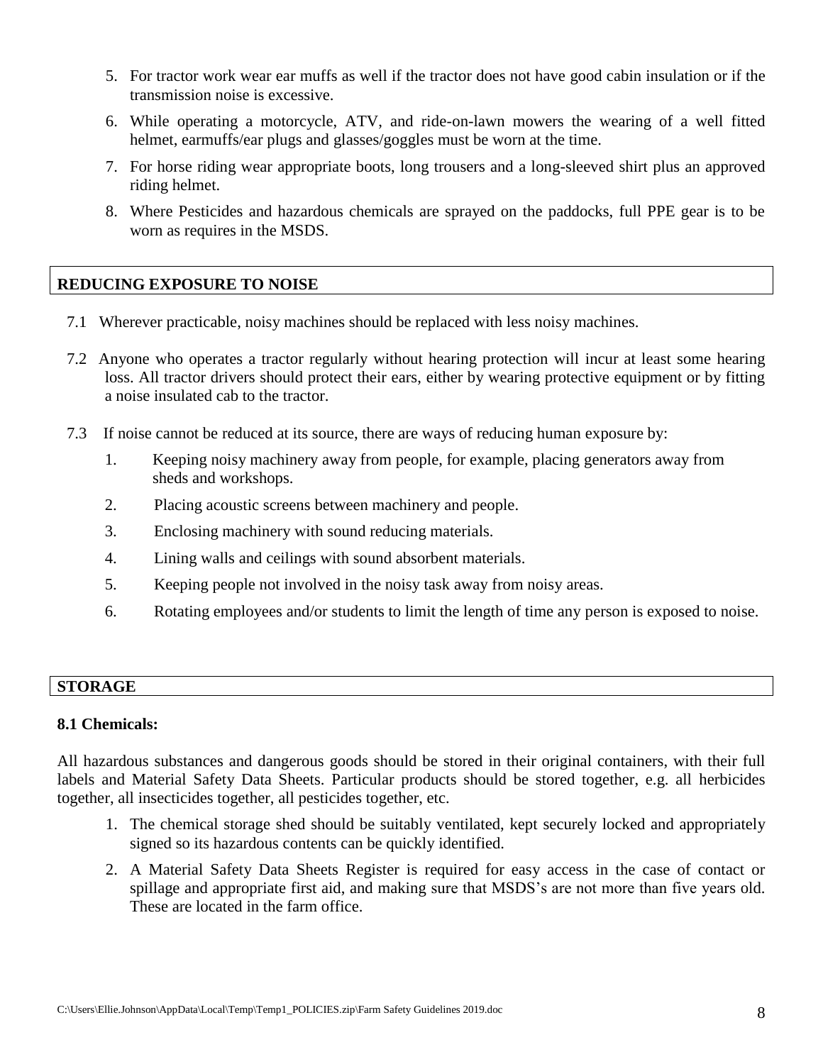5. For tractor work wear ear muffs as well if the tractor does not have good cabin insulation or if the transmission noise is excessive.
6. While operating a motorcycle, ATV, and ride-on-lawn mowers the wearing of a well fitted helmet, earmuffs/ear plugs and glasses/goggles must be worn at the time.
7. For horse riding wear appropriate boots, long trousers and a long-sleeved shirt plus an approved riding helmet.
8. Where Pesticides and hazardous chemicals are sprayed on the paddocks, full PPE gear is to be worn as requires in the MSDS.

## REDUCING EXPOSURE TO NOISE

7.1 Wherever practicable, noisy machines should be replaced with less noisy machines.

7.2 Anyone who operates a tractor regularly without hearing protection will incur at least some hearing loss. All tractor drivers should protect their ears, either by wearing protective equipment or by fitting a noise insulated cab to the tractor.

7.3 If noise cannot be reduced at its source, there are ways of reducing human exposure by:

1. Keeping noisy machinery away from people, for example, placing generators away from sheds and workshops.
2. Placing acoustic screens between machinery and people.
3. Enclosing machinery with sound reducing materials.
4. Lining walls and ceilings with sound absorbent materials.
5. Keeping people not involved in the noisy task away from noisy areas.
6. Rotating employees and/or students to limit the length of time any person is exposed to noise.

## STORAGE

### 8.1 Chemicals:

All hazardous substances and dangerous goods should be stored in their original containers, with their full labels and Material Safety Data Sheets. Particular products should be stored together, e.g. all herbicides together, all insecticides together, all pesticides together, etc.

1. The chemical storage shed should be suitably ventilated, kept securely locked and appropriately signed so its hazardous contents can be quickly identified.
2. A Material Safety Data Sheets Register is required for easy access in the case of contact or spillage and appropriate first aid, and making sure that MSDS's are not more than five years old. These are located in the farm office.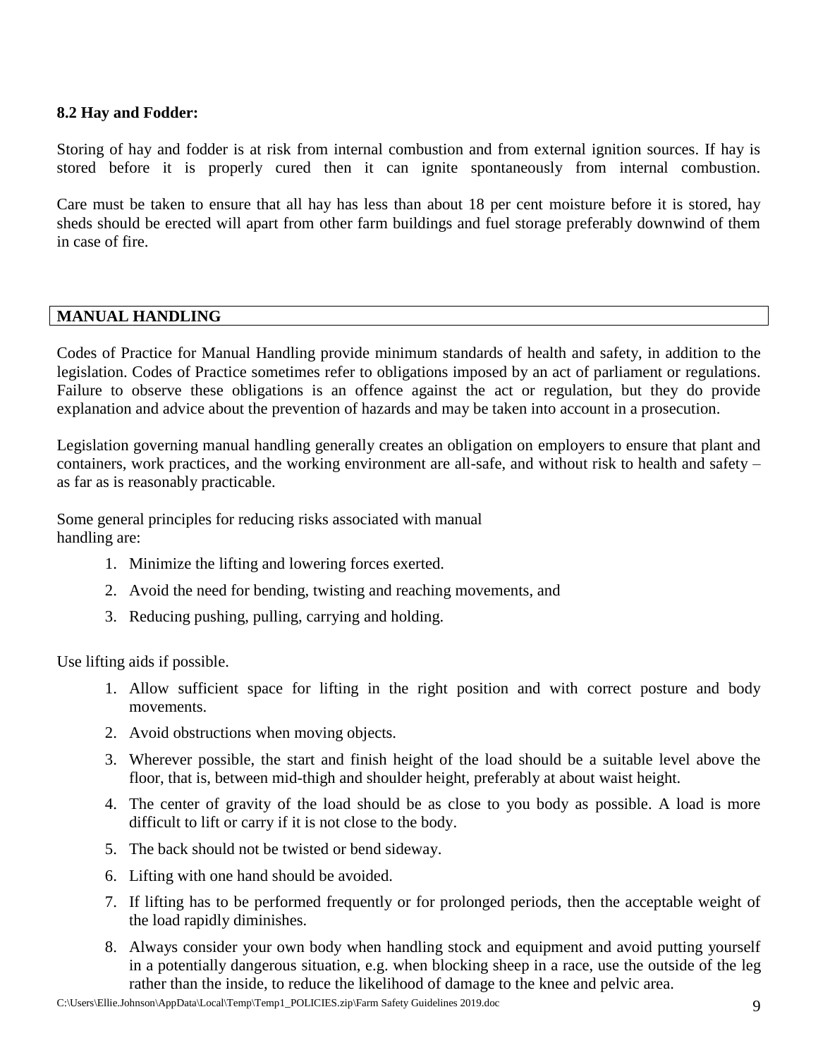### 8.2 Hay and Fodder:

Storing of hay and fodder is at risk from internal combustion and from external ignition sources. If hay is stored before it is properly cured then it can ignite spontaneously from internal combustion.

Care must be taken to ensure that all hay has less than about 18 per cent moisture before it is stored, hay sheds should be erected will apart from other farm buildings and fuel storage preferably downwind of them in case of fire.

## MANUAL HANDLING

Codes of Practice for Manual Handling provide minimum standards of health and safety, in addition to the legislation. Codes of Practice sometimes refer to obligations imposed by an act of parliament or regulations. Failure to observe these obligations is an offence against the act or regulation, but they do provide explanation and advice about the prevention of hazards and may be taken into account in a prosecution.

Legislation governing manual handling generally creates an obligation on employers to ensure that plant and containers, work practices, and the working environment are all-safe, and without risk to health and safety – as far as is reasonably practicable.

Some general principles for reducing risks associated with manual handling are:

1. Minimize the lifting and lowering forces exerted.
2. Avoid the need for bending, twisting and reaching movements, and
3. Reducing pushing, pulling, carrying and holding.

Use lifting aids if possible.

1. Allow sufficient space for lifting in the right position and with correct posture and body movements.
2. Avoid obstructions when moving objects.
3. Wherever possible, the start and finish height of the load should be a suitable level above the floor, that is, between mid-thigh and shoulder height, preferably at about waist height.
4. The center of gravity of the load should be as close to you body as possible. A load is more difficult to lift or carry if it is not close to the body.
5. The back should not be twisted or bend sideway.
6. Lifting with one hand should be avoided.
7. If lifting has to be performed frequently or for prolonged periods, then the acceptable weight of the load rapidly diminishes.
8. Always consider your own body when handling stock and equipment and avoid putting yourself in a potentially dangerous situation, e.g. when blocking sheep in a race, use the outside of the leg rather than the inside, to reduce the likelihood of damage to the knee and pelvic area.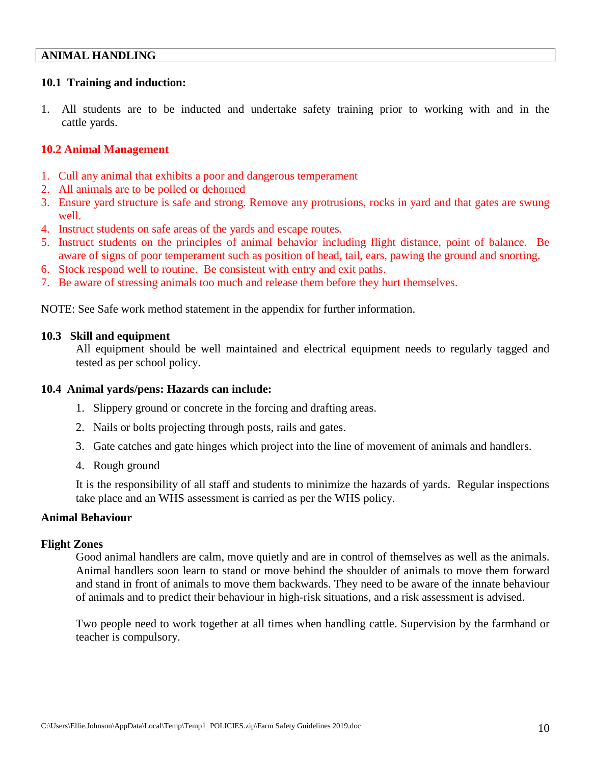## ANIMAL HANDLING

### 10.1 Training and induction:

1. All students are to be inducted and undertake safety training prior to working with and in the cattle yards.

### 10.2 Animal Management

1. Cull any animal that exhibits a poor and dangerous temperament
2. All animals are to be polled or dehorned
3. Ensure yard structure is safe and strong. Remove any protrusions, rocks in yard and that gates are swung well.
4. Instruct students on safe areas of the yards and escape routes.
5. Instruct students on the principles of animal behavior including flight distance, point of balance. Be aware of signs of poor temperament such as position of head, tail, ears, pawing the ground and snorting.
6. Stock respond well to routine. Be consistent with entry and exit paths.
7. Be aware of stressing animals too much and release them before they hurt themselves.

NOTE: See Safe work method statement in the appendix for further information.

### 10.3 Skill and equipment

All equipment should be well maintained and electrical equipment needs to regularly tagged and tested as per school policy.

### 10.4 Animal yards/pens: Hazards can include:

1. Slippery ground or concrete in the forcing and drafting areas.
2. Nails or bolts projecting through posts, rails and gates.
3. Gate catches and gate hinges which project into the line of movement of animals and handlers.
4. Rough ground

It is the responsibility of all staff and students to minimize the hazards of yards. Regular inspections take place and an WHS assessment is carried as per the WHS policy.

### Animal Behaviour

#### Flight Zones

Good animal handlers are calm, move quietly and are in control of themselves as well as the animals. Animal handlers soon learn to stand or move behind the shoulder of animals to move them forward and stand in front of animals to move them backwards. They need to be aware of the innate behaviour of animals and to predict their behaviour in high-risk situations, and a risk assessment is advised.

Two people need to work together at all times when handling cattle. Supervision by the farmhand or teacher is compulsory.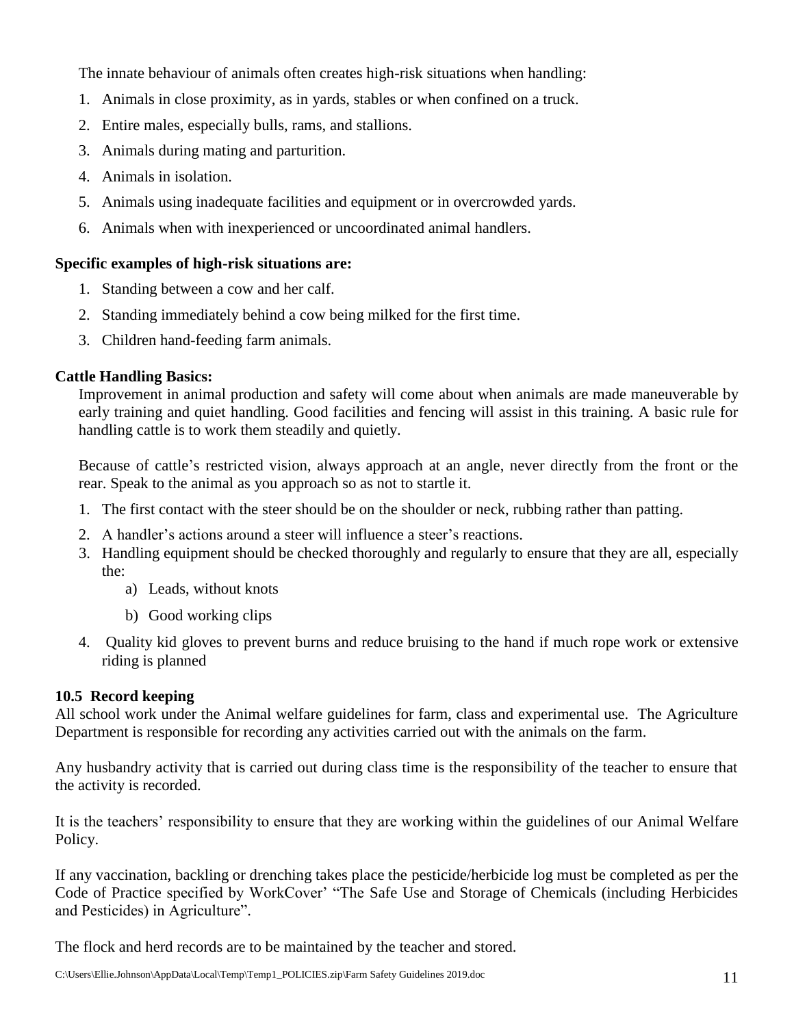The innate behaviour of animals often creates high-risk situations when handling:

1. Animals in close proximity, as in yards, stables or when confined on a truck.
2. Entire males, especially bulls, rams, and stallions.
3. Animals during mating and parturition.
4. Animals in isolation.
5. Animals using inadequate facilities and equipment or in overcrowded yards.
6. Animals when with inexperienced or uncoordinated animal handlers.

**Specific examples of high-risk situations are:**

1. Standing between a cow and her calf.
2. Standing immediately behind a cow being milked for the first time.
3. Children hand-feeding farm animals.

**Cattle Handling Basics:**

Improvement in animal production and safety will come about when animals are made maneuverable by early training and quiet handling. Good facilities and fencing will assist in this training. A basic rule for handling cattle is to work them steadily and quietly.

Because of cattle's restricted vision, always approach at an angle, never directly from the front or the rear. Speak to the animal as you approach so as not to startle it.

1. The first contact with the steer should be on the shoulder or neck, rubbing rather than patting.
2. A handler's actions around a steer will influence a steer's reactions.
3. Handling equipment should be checked thoroughly and regularly to ensure that they are all, especially the:
   a) Leads, without knots
   b) Good working clips
4. Quality kid gloves to prevent burns and reduce bruising to the hand if much rope work or extensive riding is planned

### 10.5 Record keeping

All school work under the Animal welfare guidelines for farm, class and experimental use. The Agriculture Department is responsible for recording any activities carried out with the animals on the farm.

Any husbandry activity that is carried out during class time is the responsibility of the teacher to ensure that the activity is recorded.

It is the teachers' responsibility to ensure that they are working within the guidelines of our Animal Welfare Policy.

If any vaccination, backling or drenching takes place the pesticide/herbicide log must be completed as per the Code of Practice specified by WorkCover' "The Safe Use and Storage of Chemicals (including Herbicides and Pesticides) in Agriculture".

The flock and herd records are to be maintained by the teacher and stored.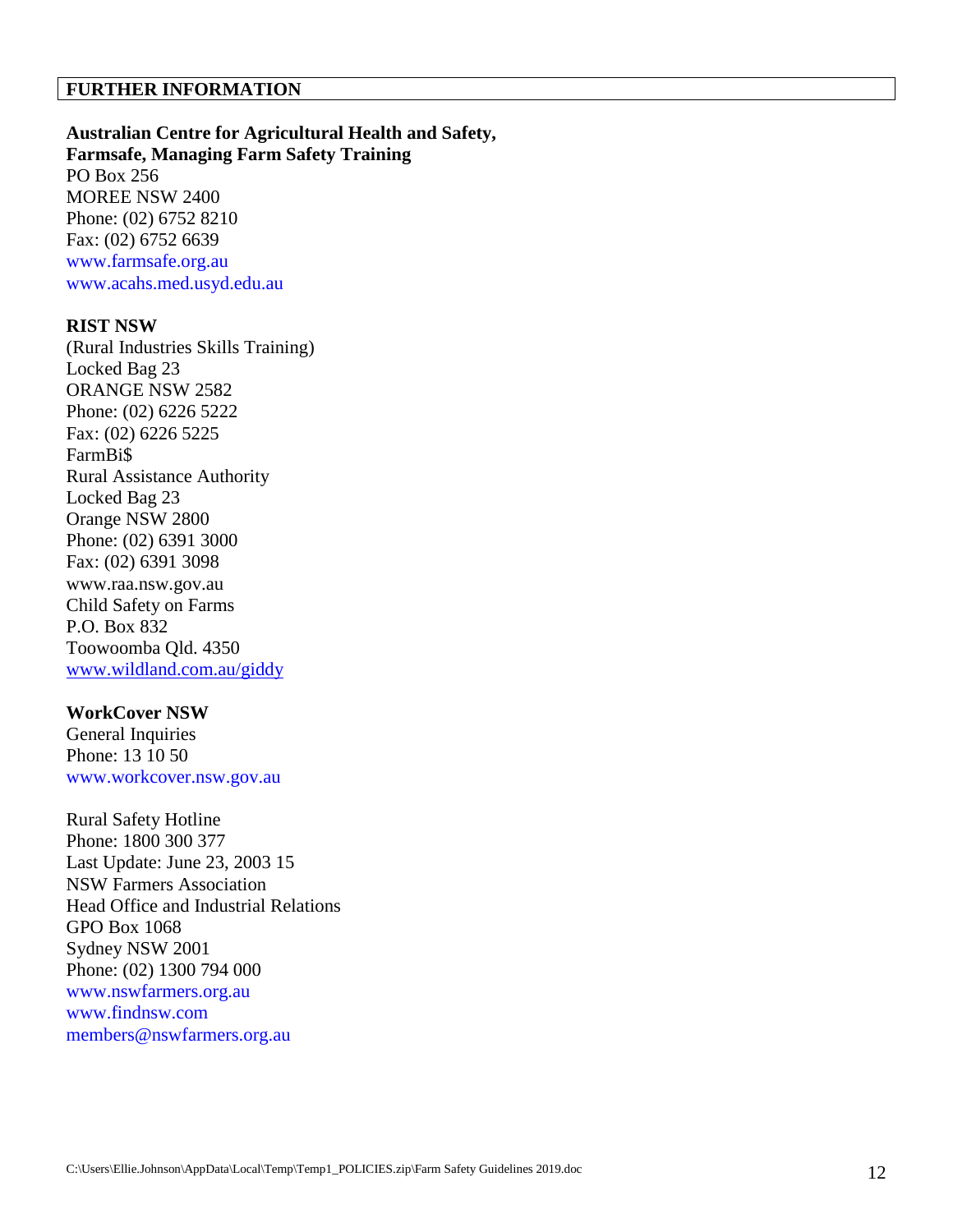## FURTHER INFORMATION

**Australian Centre for Agricultural Health and Safety,**
**Farmsafe, Managing Farm Safety Training**
PO Box 256
MOREE NSW 2400
Phone: (02) 6752 8210
Fax: (02) 6752 6639
www.farmsafe.org.au
www.acahs.med.usyd.edu.au

**RIST NSW**
(Rural Industries Skills Training)
Locked Bag 23
ORANGE NSW 2582
Phone: (02) 6226 5222
Fax: (02) 6226 5225
FarmBi$
Rural Assistance Authority
Locked Bag 23
Orange NSW 2800
Phone: (02) 6391 3000
Fax: (02) 6391 3098
www.raa.nsw.gov.au
Child Safety on Farms
P.O. Box 832
Toowoomba Qld. 4350
www.wildland.com.au/giddy

**WorkCover NSW**
General Inquiries
Phone: 13 10 50
www.workcover.nsw.gov.au

Rural Safety Hotline
Phone: 1800 300 377
Last Update: June 23, 2003 15
NSW Farmers Association
Head Office and Industrial Relations
GPO Box 1068
Sydney NSW 2001
Phone: (02) 1300 794 000
www.nswfarmers.org.au
www.findnsw.com
members@nswfarmers.org.au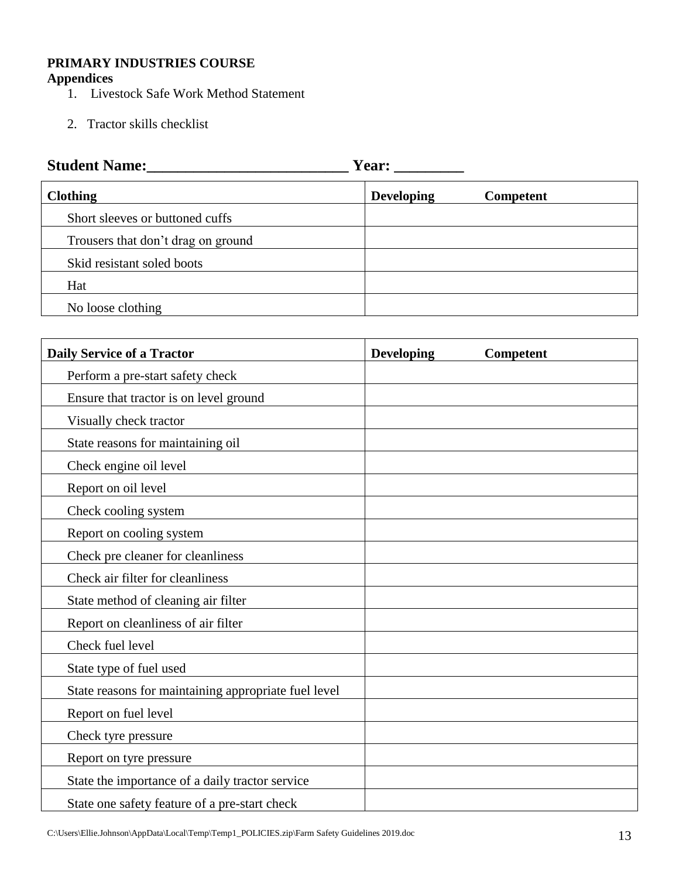**PRIMARY INDUSTRIES COURSE**
**Appendices**

1. Livestock Safe Work Method Statement
2. Tractor skills checklist

**Student Name:__________________________ Year: _________**

| Clothing | Developing | Competent |
|---|---|---|
| Short sleeves or buttoned cuffs | | |
| Trousers that don't drag on ground | | |
| Skid resistant soled boots | | |
| Hat | | |
| No loose clothing | | |

| Daily Service of a Tractor | Developing | Competent |
|---|---|---|
| Perform a pre-start safety check | | |
| Ensure that tractor is on level ground | | |
| Visually check tractor | | |
| State reasons for maintaining oil | | |
| Check engine oil level | | |
| Report on oil level | | |
| Check cooling system | | |
| Report on cooling system | | |
| Check pre cleaner for cleanliness | | |
| Check air filter for cleanliness | | |
| State method of cleaning air filter | | |
| Report on cleanliness of air filter | | |
| Check fuel level | | |
| State type of fuel used | | |
| State reasons for maintaining appropriate fuel level | | |
| Report on fuel level | | |
| Check tyre pressure | | |
| Report on tyre pressure | | |
| State the importance of a daily tractor service | | |
| State one safety feature of a pre-start check | | |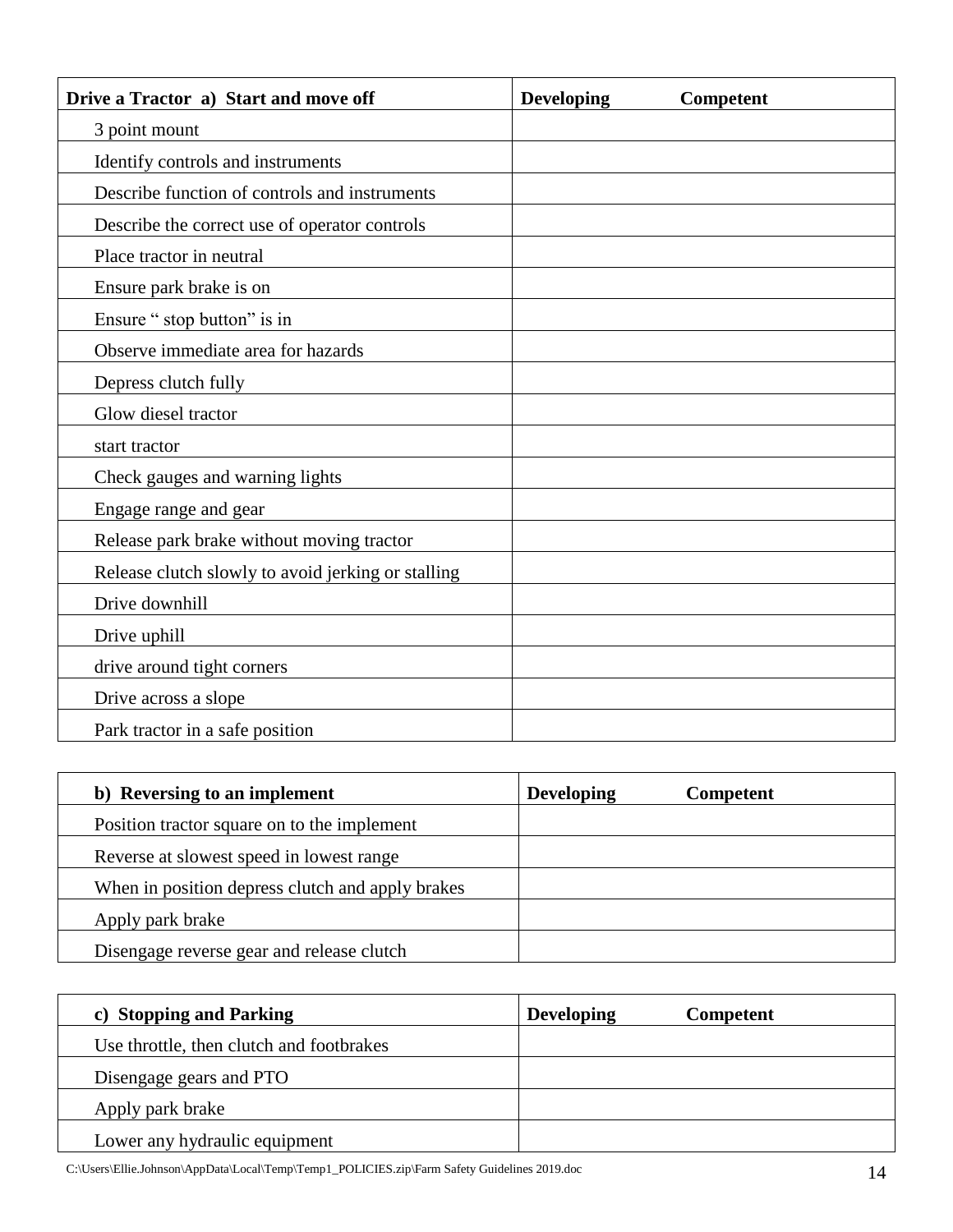| Drive a Tractor a) Start and move off | Developing | Competent |
|---|---|---|
| 3 point mount | | |
| Identify controls and instruments | | |
| Describe function of controls and instruments | | |
| Describe the correct use of operator controls | | |
| Place tractor in neutral | | |
| Ensure park brake is on | | |
| Ensure " stop button" is in | | |
| Observe immediate area for hazards | | |
| Depress clutch fully | | |
| Glow diesel tractor | | |
| start tractor | | |
| Check gauges and warning lights | | |
| Engage range and gear | | |
| Release park brake without moving tractor | | |
| Release clutch slowly to avoid jerking or stalling | | |
| Drive downhill | | |
| Drive uphill | | |
| drive around tight corners | | |
| Drive across a slope | | |
| Park tractor in a safe position | | |

| b) Reversing to an implement | Developing | Competent |
|---|---|---|
| Position tractor square on to the implement | | |
| Reverse at slowest speed in lowest range | | |
| When in position depress clutch and apply brakes | | |
| Apply park brake | | |
| Disengage reverse gear and release clutch | | |

| c) Stopping and Parking | Developing | Competent |
|---|---|---|
| Use throttle, then clutch and footbrakes | | |
| Disengage gears and PTO | | |
| Apply park brake | | |
| Lower any hydraulic equipment | | |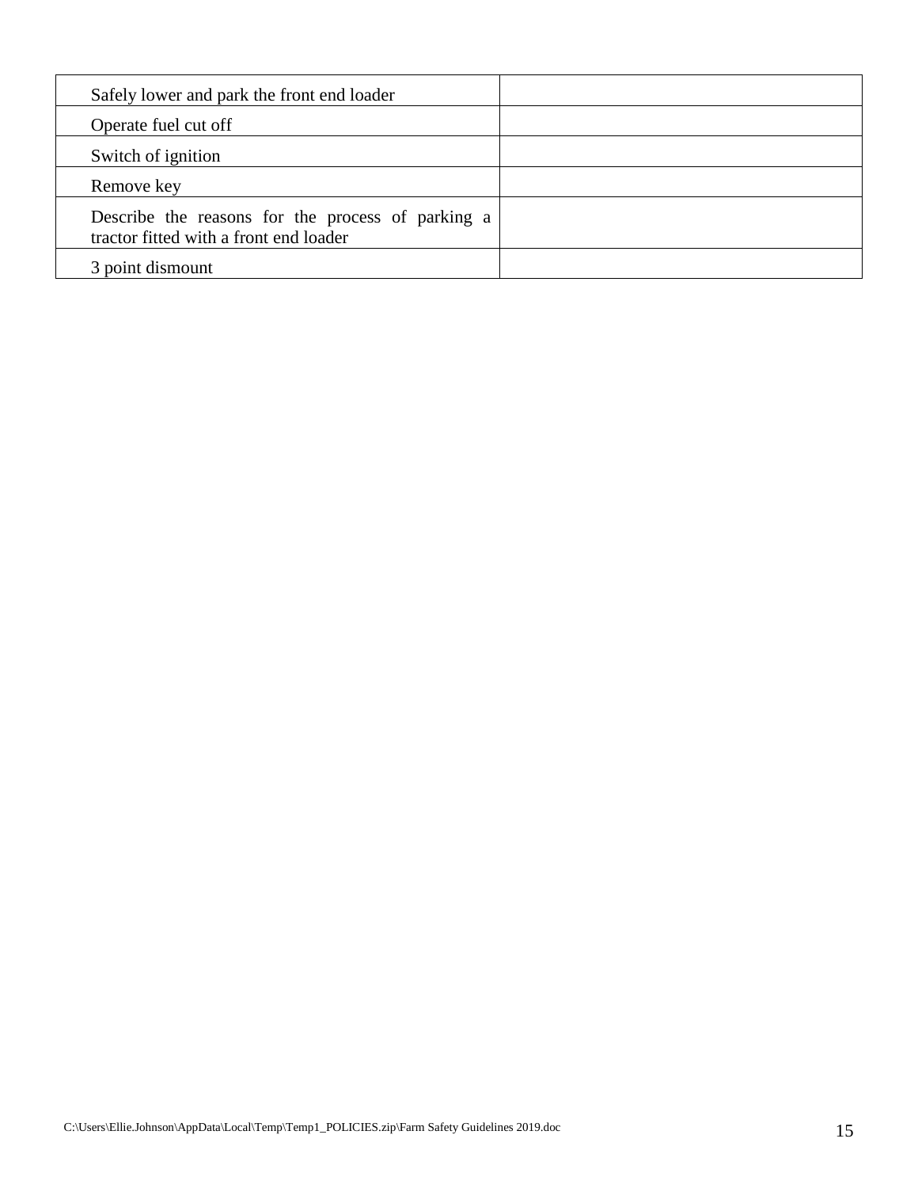| Safely lower and park the front end loader | |
| --- | --- |
| Operate fuel cut off | |
| Switch of ignition | |
| Remove key | |
| Describe the reasons for the process of parking a tractor fitted with a front end loader | |
| 3 point dismount | |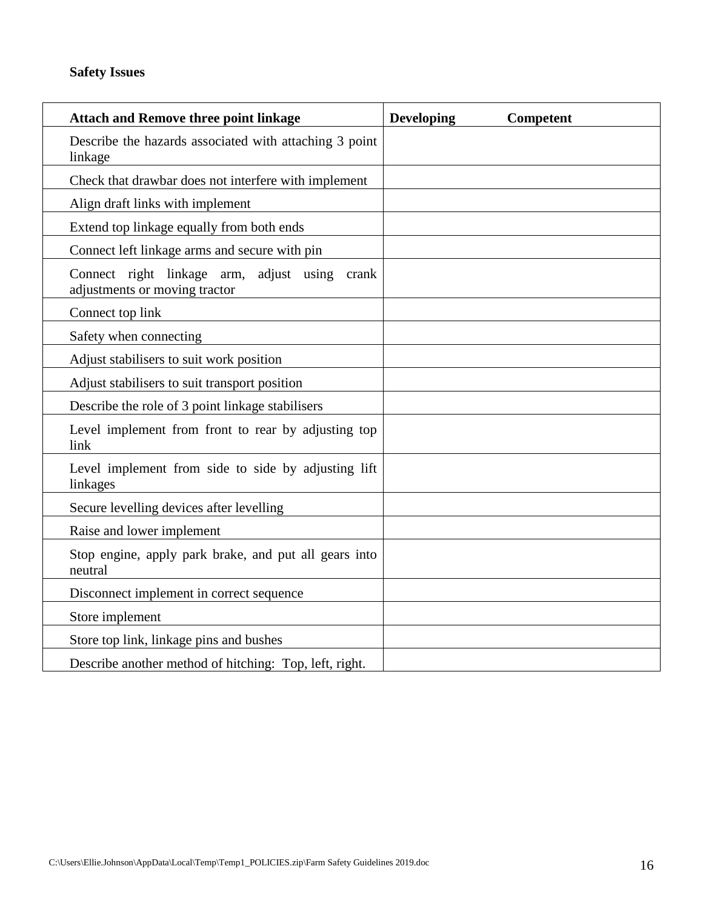**Safety Issues**

| Attach and Remove three point linkage | Developing | Competent |
|---|---|---|
| Describe the hazards associated with attaching 3 point linkage | | |
| Check that drawbar does not interfere with implement | | |
| Align draft links with implement | | |
| Extend top linkage equally from both ends | | |
| Connect left linkage arms and secure with pin | | |
| Connect right linkage arm, adjust using crank adjustments or moving tractor | | |
| Connect top link | | |
| Safety when connecting | | |
| Adjust stabilisers to suit work position | | |
| Adjust stabilisers to suit transport position | | |
| Describe the role of 3 point linkage stabilisers | | |
| Level implement from front to rear by adjusting top link | | |
| Level implement from side to side by adjusting lift linkages | | |
| Secure levelling devices after levelling | | |
| Raise and lower implement | | |
| Stop engine, apply park brake, and put all gears into neutral | | |
| Disconnect implement in correct sequence | | |
| Store implement | | |
| Store top link, linkage pins and bushes | | |
| Describe another method of hitching: Top, left, right. | | |

C:\Users\Ellie.Johnson\AppData\Local\Temp\Temp1_POLICIES.zip\Farm Safety Guidelines 2019.doc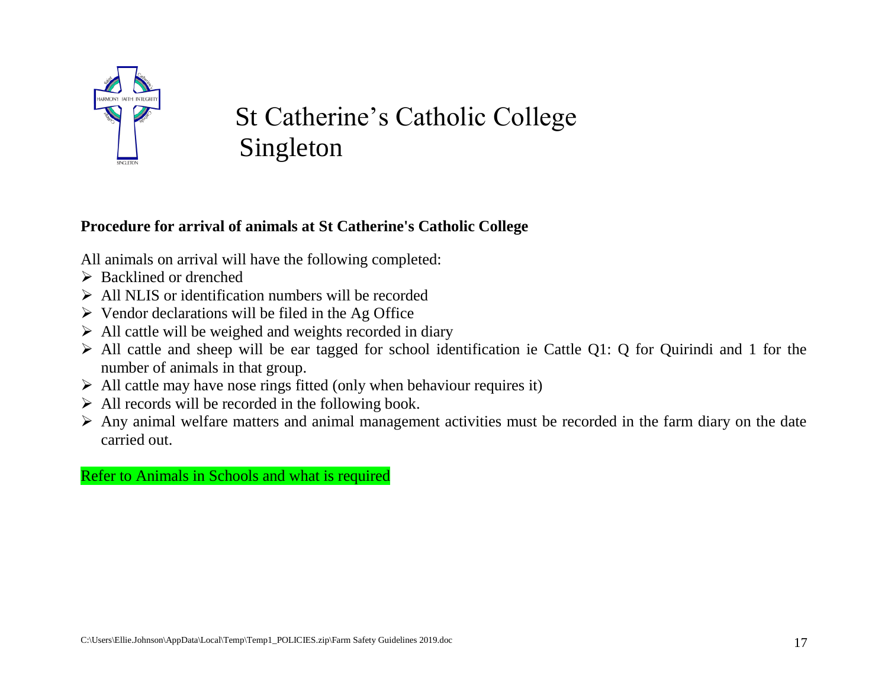# St Catherine's Catholic College Singleton

**Procedure for arrival of animals at St Catherine's Catholic College**

All animals on arrival will have the following completed:

- Backlined or drenched
- All NLIS or identification numbers will be recorded
- Vendor declarations will be filed in the Ag Office
- All cattle will be weighed and weights recorded in diary
- All cattle and sheep will be ear tagged for school identification ie Cattle Q1: Q for Quirindi and 1 for the number of animals in that group.
- All cattle may have nose rings fitted (only when behaviour requires it)
- All records will be recorded in the following book.
- Any animal welfare matters and animal management activities must be recorded in the farm diary on the date carried out.

Refer to Animals in Schools and what is required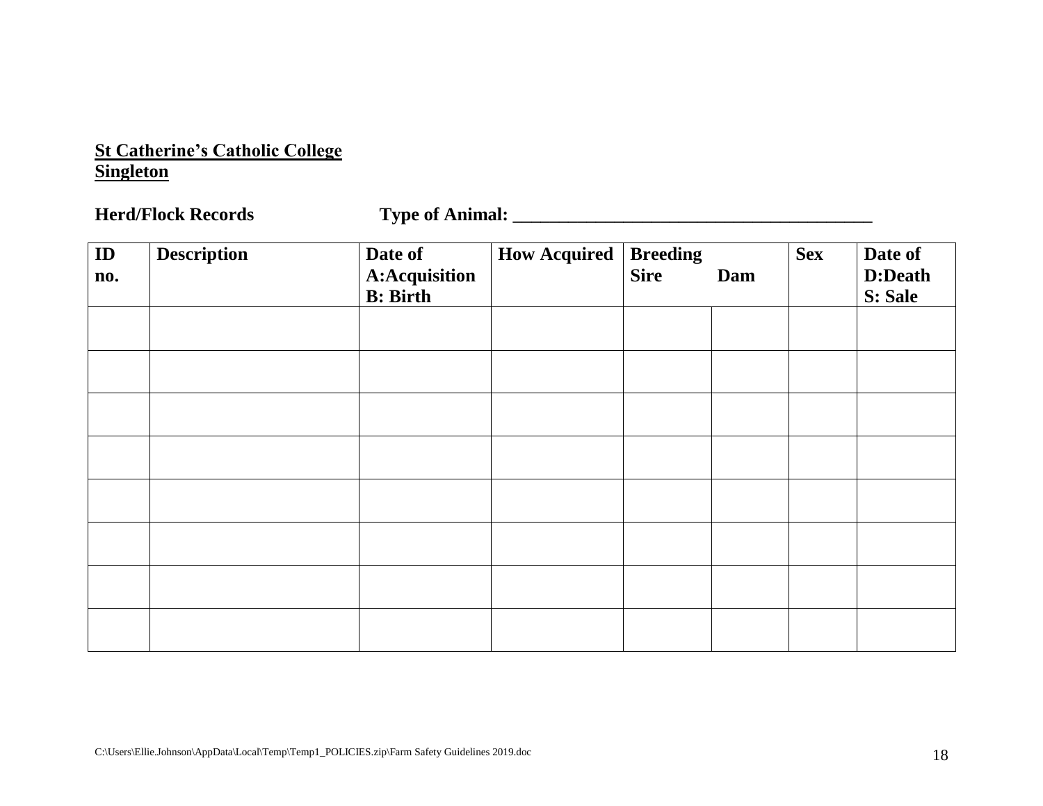**St Catherine's Catholic College**
**Singleton**

**Herd/Flock Records** **Type of Animal: ______________________________________**

| ID no. | Description | Date of A:Acquisition B: Birth | How Acquired | Breeding Sire | Dam | Sex | Date of D:Death S: Sale |
|---|---|---|---|---|---|---|---|
| | | | | | | | |
| | | | | | | | |
| | | | | | | | |
| | | | | | | | |
| | | | | | | | |
| | | | | | | | |
| | | | | | | | |
| | | | | | | | |

C:\Users\Ellie.Johnson\AppData\Local\Temp\Temp1_POLICIES.zip\Farm Safety Guidelines 2019.doc